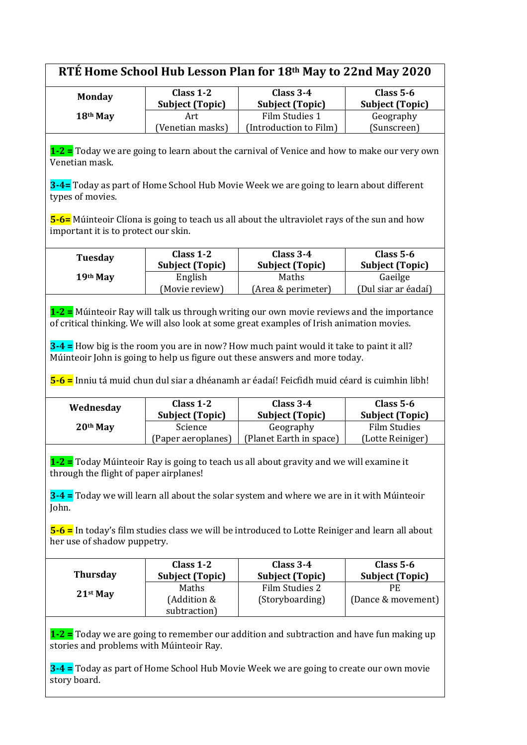# RTÉ Home School Hub Lesson Plan for 18th May to 22nd May 2020

| Monday 18th May | Class 1-2 Subject (Topic) | Class 3-4 Subject (Topic) | Class 5-6 Subject (Topic) |
|---|---|---|---|
| | Art (Venetian masks) | Film Studies 1 (Introduction to Film) | Geography (Sunscreen) |

**1-2 =** Today we are going to learn about the carnival of Venice and how to make our very own Venetian mask.

**3-4=** Today as part of Home School Hub Movie Week we are going to learn about different types of movies.

**5-6=** Múinteoir Clíona is going to teach us all about the ultraviolet rays of the sun and how important it is to protect our skin.

| Tuesday 19th May | Class 1-2 Subject (Topic) | Class 3-4 Subject (Topic) | Class 5-6 Subject (Topic) |
|---|---|---|---|
| | English (Movie review) | Maths (Area & perimeter) | Gaeilge (Dul siar ar éadaí) |

**1-2 =** Múinteoir Ray will talk us through writing our own movie reviews and the importance of critical thinking. We will also look at some great examples of Irish animation movies.

**3-4 =** How big is the room you are in now? How much paint would it take to paint it all? Múinteoir John is going to help us figure out these answers and more today.

**5-6 =** Inniu tá muid chun dul siar a dhéanamh ar éadaí! Feicfidh muid céard is cuimhin libh!

| Wednesday 20th May | Class 1-2 Subject (Topic) | Class 3-4 Subject (Topic) | Class 5-6 Subject (Topic) |
|---|---|---|---|
| | Science (Paper aeroplanes) | Geography (Planet Earth in space) | Film Studies (Lotte Reiniger) |

**1-2 =** Today Múinteoir Ray is going to teach us all about gravity and we will examine it through the flight of paper airplanes!

**3-4 =** Today we will learn all about the solar system and where we are in it with Múinteoir John.

**5-6 =** In today's film studies class we will be introduced to Lotte Reiniger and learn all about her use of shadow puppetry.

| Thursday 21st May | Class 1-2 Subject (Topic) | Class 3-4 Subject (Topic) | Class 5-6 Subject (Topic) |
|---|---|---|---|
| | Maths (Addition & subtraction) | Film Studies 2 (Storyboarding) | PE (Dance & movement) |

**1-2 =** Today we are going to remember our addition and subtraction and have fun making up stories and problems with Múinteoir Ray.

**3-4 =** Today as part of Home School Hub Movie Week we are going to create our own movie story board.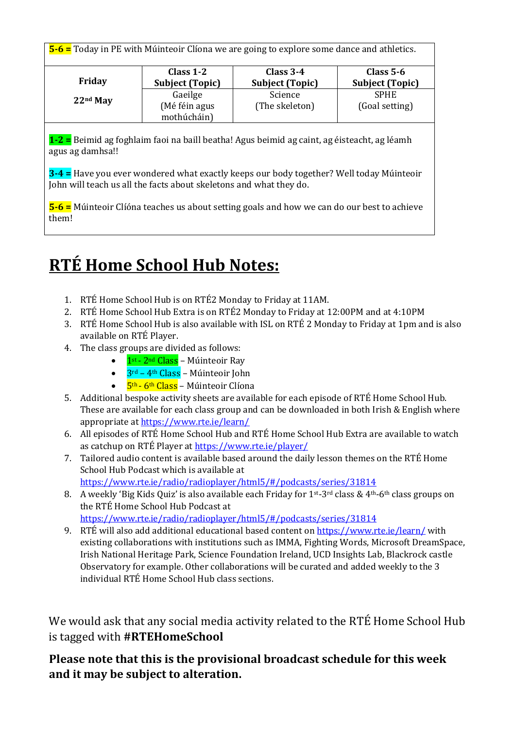**5-6 =** Today in PE with Múinteoir Clíona we are going to explore some dance and athletics.

| Friday 22nd May | Class 1-2 Subject (Topic) | Class 3-4 Subject (Topic) | Class 5-6 Subject (Topic) |
|---|---|---|---|
| | Gaeilge (Mé féin agus mothúcháin) | Science (The skeleton) | SPHE (Goal setting) |

**1-2 =** Beimid ag foghlaim faoi na baill beatha! Agus beimid ag caint, ag éisteacht, ag léamh agus ag damhsa!!

**3-4 =** Have you ever wondered what exactly keeps our body together? Well today Múinteoir John will teach us all the facts about skeletons and what they do.

**5-6 =** Múinteoir Clíóna teaches us about setting goals and how we can do our best to achieve them!

# RTÉ Home School Hub Notes:

1. RTÉ Home School Hub is on RTÉ2 Monday to Friday at 11AM.
2. RTÉ Home School Hub Extra is on RTÉ2 Monday to Friday at 12:00PM and at 4:10PM
3. RTÉ Home School Hub is also available with ISL on RTÉ 2 Monday to Friday at 1pm and is also available on RTÉ Player.
4. The class groups are divided as follows:
   - 1st - 2nd Class – Múinteoir Ray
   - 3rd – 4th Class – Múinteoir John
   - 5th - 6th Class – Múinteoir Clíona
5. Additional bespoke activity sheets are available for each episode of RTÉ Home School Hub. These are available for each class group and can be downloaded in both Irish & English where appropriate at https://www.rte.ie/learn/
6. All episodes of RTÉ Home School Hub and RTÉ Home School Hub Extra are available to watch as catchup on RTÉ Player at https://www.rte.ie/player/
7. Tailored audio content is available based around the daily lesson themes on the RTÉ Home School Hub Podcast which is available at https://www.rte.ie/radio/radioplayer/html5/#/podcasts/series/31814
8. A weekly 'Big Kids Quiz' is also available each Friday for 1st-3rd class & 4th-6th class groups on the RTÉ Home School Hub Podcast at https://www.rte.ie/radio/radioplayer/html5/#/podcasts/series/31814
9. RTÉ will also add additional educational based content on https://www.rte.ie/learn/ with existing collaborations with institutions such as IMMA, Fighting Words, Microsoft DreamSpace, Irish National Heritage Park, Science Foundation Ireland, UCD Insights Lab, Blackrock castle Observatory for example. Other collaborations will be curated and added weekly to the 3 individual RTÉ Home School Hub class sections.

We would ask that any social media activity related to the RTÉ Home School Hub is tagged with **#RTEHomeSchool**

**Please note that this is the provisional broadcast schedule for this week and it may be subject to alteration.**